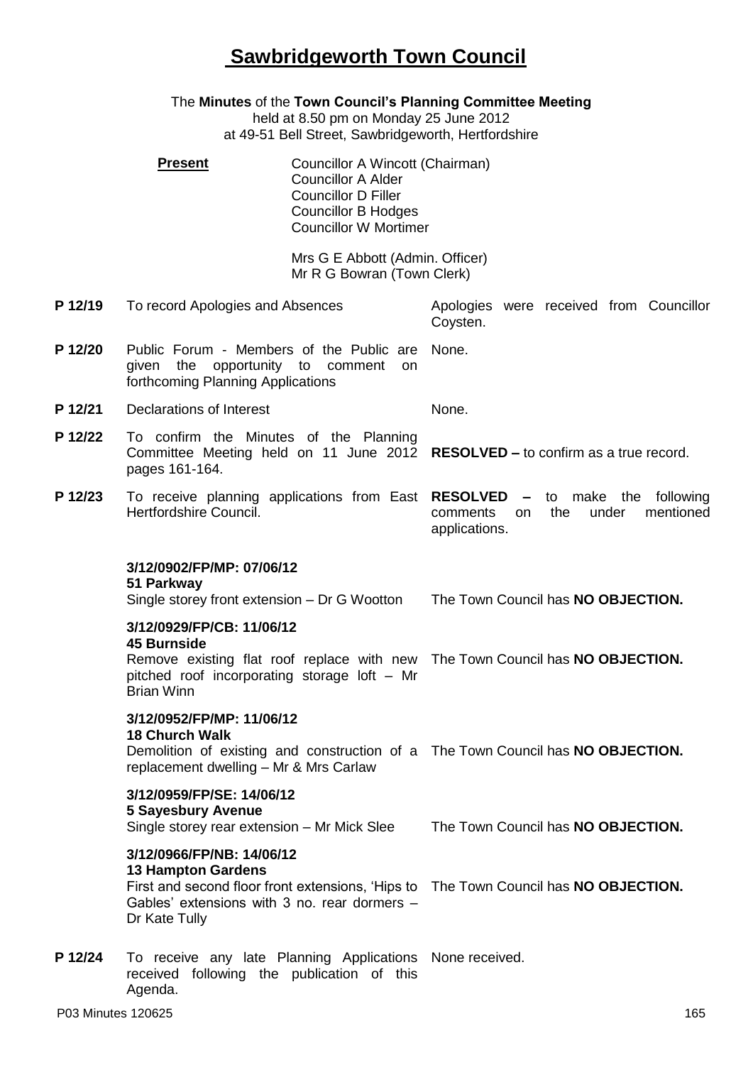# Sawbridgeworth Town Council

The **Minutes** of the **Town Council's Planning Committee Meeting**
held at 8.50 pm on Monday 25 June 2012
at 49-51 Bell Street, Sawbridgeworth, Hertfordshire

**Present**

Councillor A Wincott (Chairman)
Councillor A Alder
Councillor D Filler
Councillor B Hodges
Councillor W Mortimer

Mrs G E Abbott (Admin. Officer)
Mr R G Bowran (Town Clerk)

| | | |
|---|---|---|
| **P 12/19** | To record Apologies and Absences | Apologies were received from Councillor Coysten. |
| **P 12/20** | Public Forum - Members of the Public are given the opportunity to comment on forthcoming Planning Applications | None. |
| **P 12/21** | Declarations of Interest | None. |
| **P 12/22** | To confirm the Minutes of the Planning Committee Meeting held on 11 June 2012 pages 161-164. | **RESOLVED –** to confirm as a true record. |
| **P 12/23** | To receive planning applications from East Hertfordshire Council. | **RESOLVED –** to make the following comments on the under mentioned applications. |
| | **3/12/0902/FP/MP: 07/06/12**<br>**51 Parkway**<br>Single storey front extension – Dr G Wootton | The Town Council has **NO OBJECTION.** |
| | **3/12/0929/FP/CB: 11/06/12**<br>**45 Burnside**<br>Remove existing flat roof replace with new pitched roof incorporating storage loft – Mr Brian Winn | The Town Council has **NO OBJECTION.** |
| | **3/12/0952/FP/MP: 11/06/12**<br>**18 Church Walk**<br>Demolition of existing and construction of a replacement dwelling – Mr & Mrs Carlaw | The Town Council has **NO OBJECTION.** |
| | **3/12/0959/FP/SE: 14/06/12**<br>**5 Sayesbury Avenue**<br>Single storey rear extension – Mr Mick Slee | The Town Council has **NO OBJECTION.** |
| | **3/12/0966/FP/NB: 14/06/12**<br>**13 Hampton Gardens**<br>First and second floor front extensions, 'Hips to Gables' extensions with 3 no. rear dormers – Dr Kate Tully | The Town Council has **NO OBJECTION.** |
| **P 12/24** | To receive any late Planning Applications received following the publication of this Agenda. | None received. |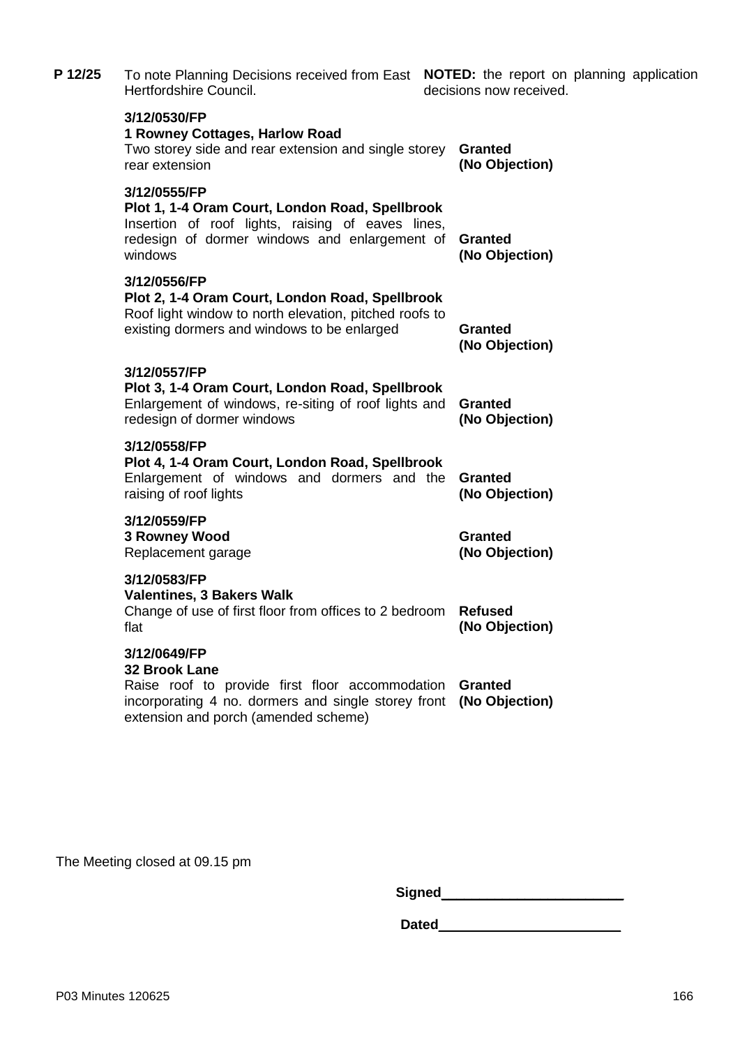| | | |
|---|---|---|
| **P 12/25** | To note Planning Decisions received from East Hertfordshire Council. | **NOTED:** the report on planning application decisions now received. |
| | **3/12/0530/FP**<br>**1 Rowney Cottages, Harlow Road**<br>Two storey side and rear extension and single storey rear extension | **Granted**<br>**(No Objection)** |
| | **3/12/0555/FP**<br>**Plot 1, 1-4 Oram Court, London Road, Spellbrook**<br>Insertion of roof lights, raising of eaves lines, redesign of dormer windows and enlargement of windows | **Granted**<br>**(No Objection)** |
| | **3/12/0556/FP**<br>**Plot 2, 1-4 Oram Court, London Road, Spellbrook**<br>Roof light window to north elevation, pitched roofs to existing dormers and windows to be enlarged | **Granted**<br>**(No Objection)** |
| | **3/12/0557/FP**<br>**Plot 3, 1-4 Oram Court, London Road, Spellbrook**<br>Enlargement of windows, re-siting of roof lights and redesign of dormer windows | **Granted**<br>**(No Objection)** |
| | **3/12/0558/FP**<br>**Plot 4, 1-4 Oram Court, London Road, Spellbrook**<br>Enlargement of windows and dormers and the raising of roof lights | **Granted**<br>**(No Objection)** |
| | **3/12/0559/FP**<br>**3 Rowney Wood**<br>Replacement garage | **Granted**<br>**(No Objection)** |
| | **3/12/0583/FP**<br>**Valentines, 3 Bakers Walk**<br>Change of use of first floor from offices to 2 bedroom flat | **Refused**<br>**(No Objection)** |
| | **3/12/0649/FP**<br>**32 Brook Lane**<br>Raise roof to provide first floor accommodation incorporating 4 no. dormers and single storey front extension and porch (amended scheme) | **Granted**<br>**(No Objection)** |

The Meeting closed at 09.15 pm

**Signed**\_\_\_\_\_\_\_\_\_\_\_\_\_\_\_\_\_\_\_\_\_\_\_\_

**Dated**\_\_\_\_\_\_\_\_\_\_\_\_\_\_\_\_\_\_\_\_\_\_\_\_

P03 Minutes 120625